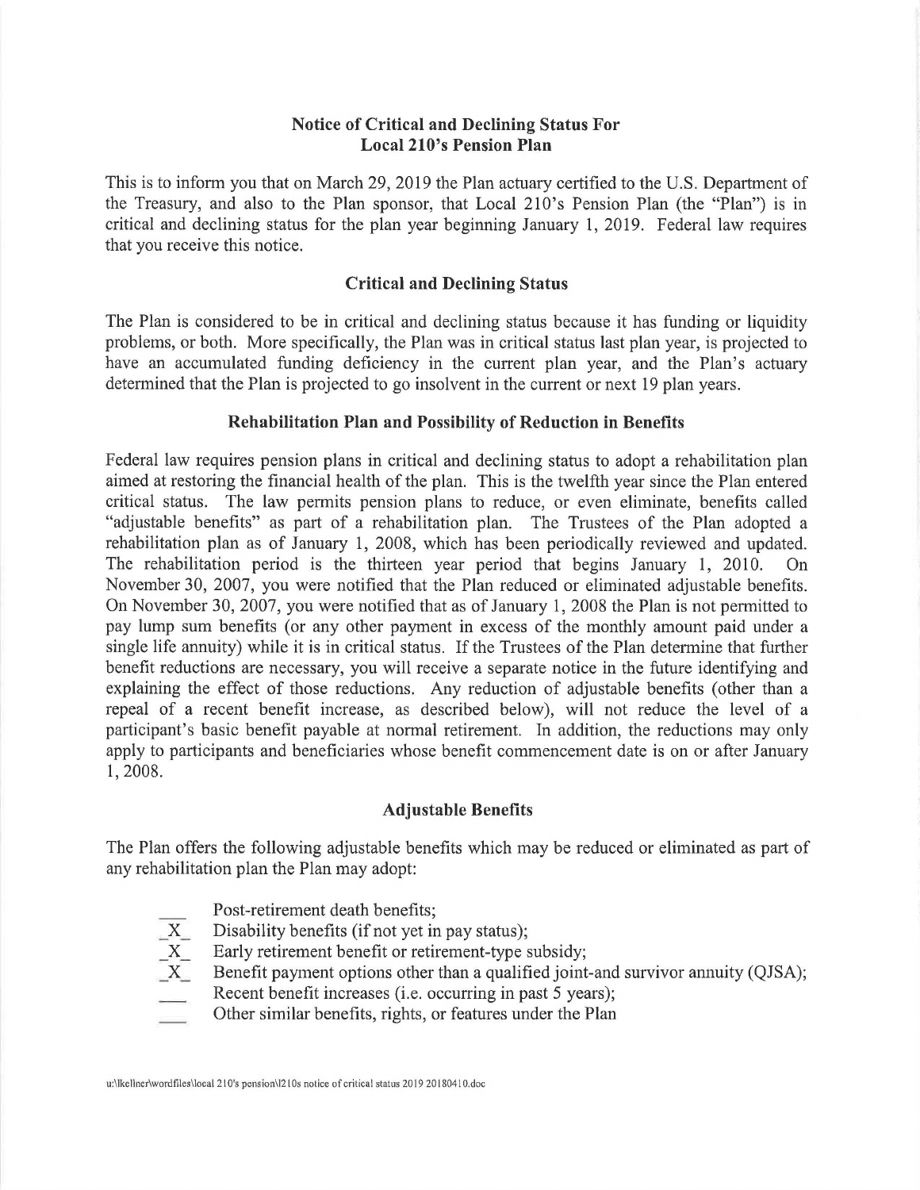**Notice of Critical and Declining Status For Local 210's Pension Plan**

This is to inform you that on March 29, 2019 the Plan actuary certified to the U.S. Department of the Treasury, and also to the Plan sponsor, that Local 210's Pension Plan (the "Plan") is in critical and declining status for the plan year beginning January 1, 2019. Federal law requires that you receive this notice.

**Critical and Declining Status**

The Plan is considered to be in critical and declining status because it has funding or liquidity problems, or both. More specifically, the Plan was in critical status last plan year, is projected to have an accumulated funding deficiency in the current plan year, and the Plan's actuary determined that the Plan is projected to go insolvent in the current or next 19 plan years.

**Rehabilitation Plan and Possibility of Reduction in Benefits**

Federal law requires pension plans in critical and declining status to adopt a rehabilitation plan aimed at restoring the financial health of the plan. This is the twelfth year since the Plan entered critical status. The law permits pension plans to reduce, or even eliminate, benefits called "adjustable benefits" as part of a rehabilitation plan. The Trustees of the Plan adopted a rehabilitation plan as of January 1, 2008, which has been periodically reviewed and updated. The rehabilitation period is the thirteen year period that begins January 1, 2010. On November 30, 2007, you were notified that the Plan reduced or eliminated adjustable benefits. On November 30, 2007, you were notified that as of January 1, 2008 the Plan is not permitted to pay lump sum benefits (or any other payment in excess of the monthly amount paid under a single life annuity) while it is in critical status. If the Trustees of the Plan determine that further benefit reductions are necessary, you will receive a separate notice in the future identifying and explaining the effect of those reductions. Any reduction of adjustable benefits (other than a repeal of a recent benefit increase, as described below), will not reduce the level of a participant's basic benefit payable at normal retirement. In addition, the reductions may only apply to participants and beneficiaries whose benefit commencement date is on or after January 1, 2008.

**Adjustable Benefits**

The Plan offers the following adjustable benefits which may be reduced or eliminated as part of any rehabilitation plan the Plan may adopt:

- ___ Post-retirement death benefits;
- _X_ Disability benefits (if not yet in pay status);
- _X_ Early retirement benefit or retirement-type subsidy;
- _X_ Benefit payment options other than a qualified joint-and survivor annuity (QJSA);
- ___ Recent benefit increases (i.e. occurring in past 5 years);
- ___ Other similar benefits, rights, or features under the Plan

u:\lkellner\wordfiles\local 210's pension\l210s notice of critical status 2019 20180410.doc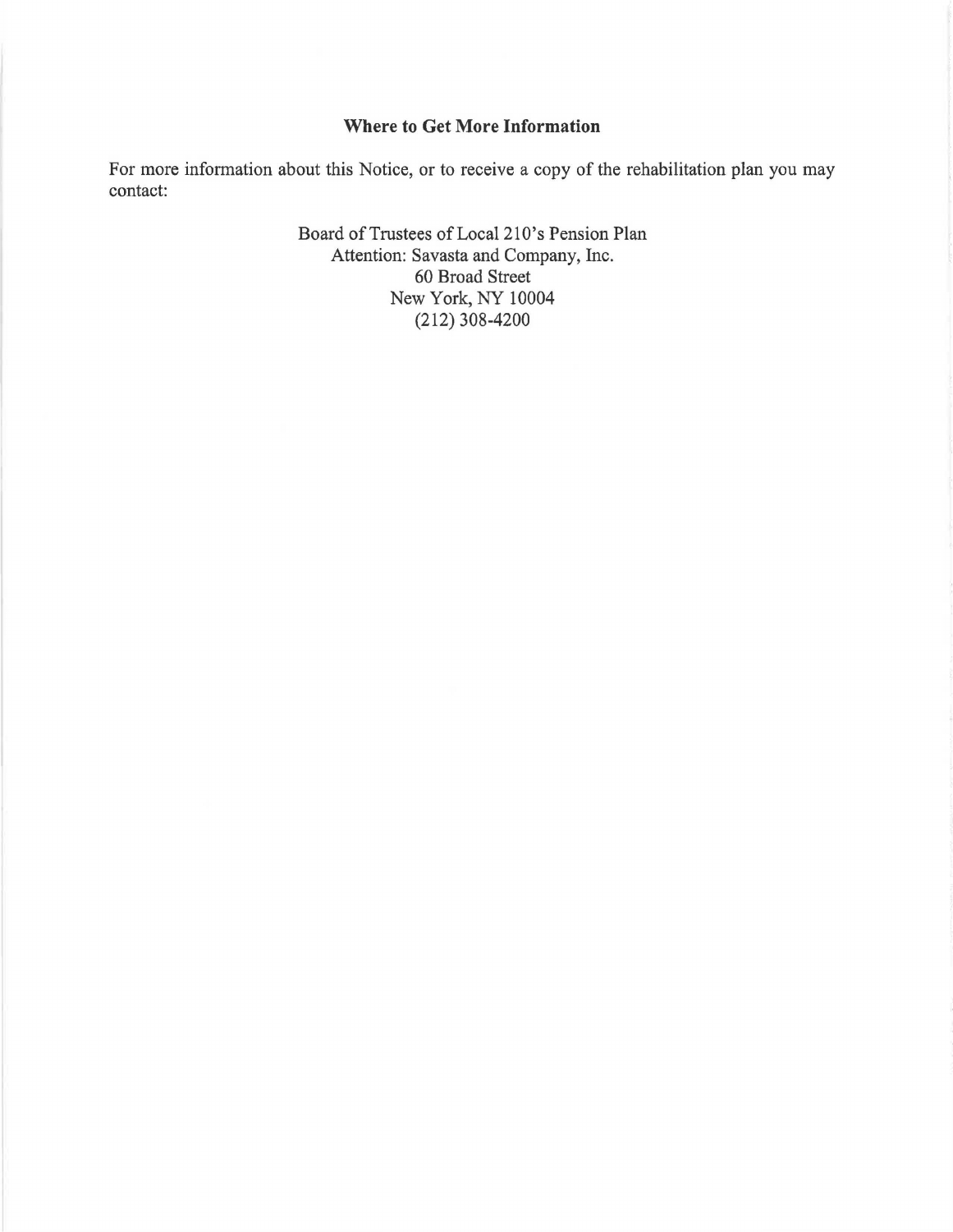## Where to Get More Information

For more information about this Notice, or to receive a copy of the rehabilitation plan you may contact:

Board of Trustees of Local 210's Pension Plan  
Attention: Savasta and Company, Inc.  
60 Broad Street  
New York, NY 10004  
(212) 308-4200